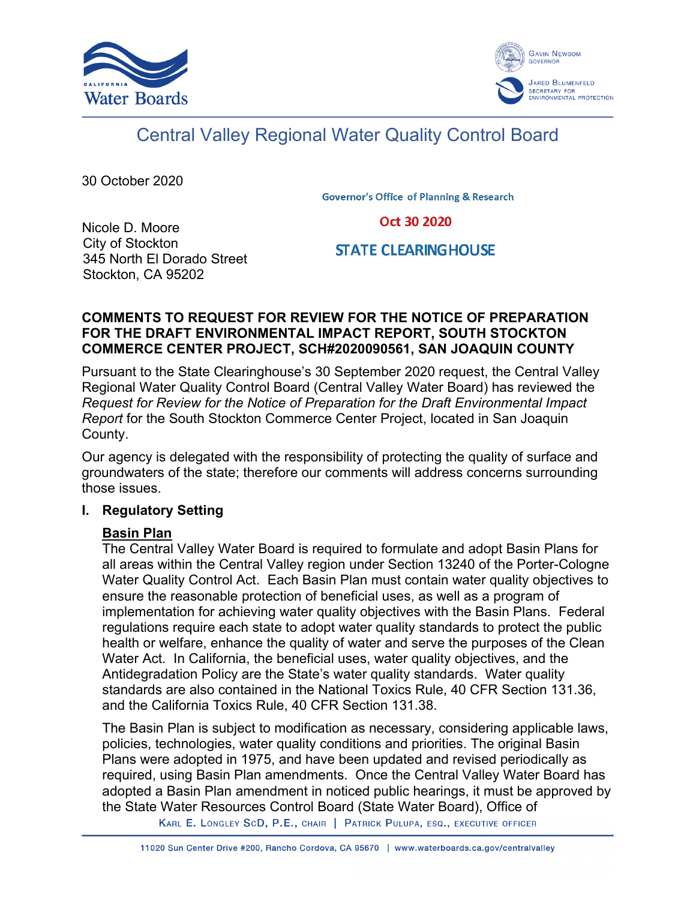Central Valley Regional Water Quality Control Board

30 October 2020

Governor's Office of Planning & Research

Oct 30 2020

STATE CLEARINGHOUSE

Nicole D. Moore
City of Stockton
345 North El Dorado Street
Stockton, CA 95202

**COMMENTS TO REQUEST FOR REVIEW FOR THE NOTICE OF PREPARATION FOR THE DRAFT ENVIRONMENTAL IMPACT REPORT, SOUTH STOCKTON COMMERCE CENTER PROJECT, SCH#2020090561, SAN JOAQUIN COUNTY**

Pursuant to the State Clearinghouse's 30 September 2020 request, the Central Valley Regional Water Quality Control Board (Central Valley Water Board) has reviewed the *Request for Review for the Notice of Preparation for the Draft Environmental Impact Report* for the South Stockton Commerce Center Project, located in San Joaquin County.

Our agency is delegated with the responsibility of protecting the quality of surface and groundwaters of the state; therefore our comments will address concerns surrounding those issues.

## I. Regulatory Setting

**Basin Plan**

The Central Valley Water Board is required to formulate and adopt Basin Plans for all areas within the Central Valley region under Section 13240 of the Porter-Cologne Water Quality Control Act. Each Basin Plan must contain water quality objectives to ensure the reasonable protection of beneficial uses, as well as a program of implementation for achieving water quality objectives with the Basin Plans. Federal regulations require each state to adopt water quality standards to protect the public health or welfare, enhance the quality of water and serve the purposes of the Clean Water Act. In California, the beneficial uses, water quality objectives, and the Antidegradation Policy are the State's water quality standards. Water quality standards are also contained in the National Toxics Rule, 40 CFR Section 131.36, and the California Toxics Rule, 40 CFR Section 131.38.

The Basin Plan is subject to modification as necessary, considering applicable laws, policies, technologies, water quality conditions and priorities. The original Basin Plans were adopted in 1975, and have been updated and revised periodically as required, using Basin Plan amendments. Once the Central Valley Water Board has adopted a Basin Plan amendment in noticed public hearings, it must be approved by the State Water Resources Control Board (State Water Board), Office of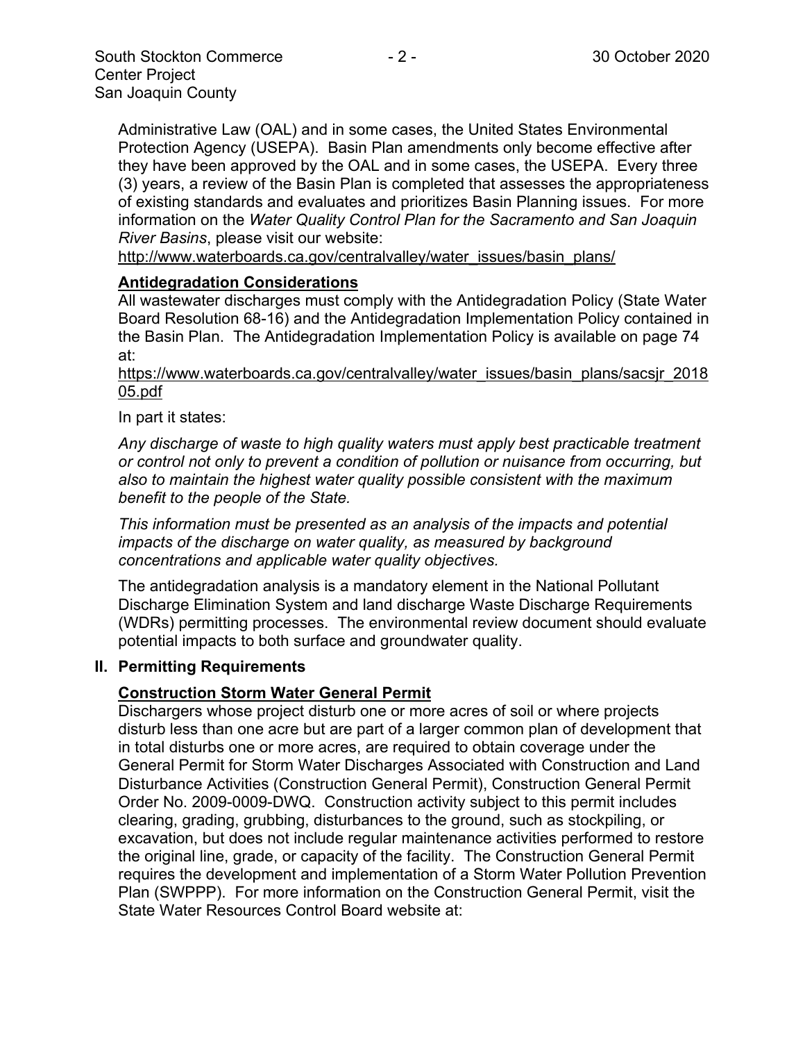Administrative Law (OAL) and in some cases, the United States Environmental Protection Agency (USEPA). Basin Plan amendments only become effective after they have been approved by the OAL and in some cases, the USEPA. Every three (3) years, a review of the Basin Plan is completed that assesses the appropriateness of existing standards and evaluates and prioritizes Basin Planning issues. For more information on the *Water Quality Control Plan for the Sacramento and San Joaquin River Basins*, please visit our website:
http://www.waterboards.ca.gov/centralvalley/water_issues/basin_plans/

**Antidegradation Considerations**

All wastewater discharges must comply with the Antidegradation Policy (State Water Board Resolution 68-16) and the Antidegradation Implementation Policy contained in the Basin Plan. The Antidegradation Implementation Policy is available on page 74 at:
https://www.waterboards.ca.gov/centralvalley/water_issues/basin_plans/sacsjr_201805.pdf

In part it states:

*Any discharge of waste to high quality waters must apply best practicable treatment or control not only to prevent a condition of pollution or nuisance from occurring, but also to maintain the highest water quality possible consistent with the maximum benefit to the people of the State.*

*This information must be presented as an analysis of the impacts and potential impacts of the discharge on water quality, as measured by background concentrations and applicable water quality objectives.*

The antidegradation analysis is a mandatory element in the National Pollutant Discharge Elimination System and land discharge Waste Discharge Requirements (WDRs) permitting processes. The environmental review document should evaluate potential impacts to both surface and groundwater quality.

## II. Permitting Requirements

**Construction Storm Water General Permit**

Dischargers whose project disturb one or more acres of soil or where projects disturb less than one acre but are part of a larger common plan of development that in total disturbs one or more acres, are required to obtain coverage under the General Permit for Storm Water Discharges Associated with Construction and Land Disturbance Activities (Construction General Permit), Construction General Permit Order No. 2009-0009-DWQ. Construction activity subject to this permit includes clearing, grading, grubbing, disturbances to the ground, such as stockpiling, or excavation, but does not include regular maintenance activities performed to restore the original line, grade, or capacity of the facility. The Construction General Permit requires the development and implementation of a Storm Water Pollution Prevention Plan (SWPPP). For more information on the Construction General Permit, visit the State Water Resources Control Board website at: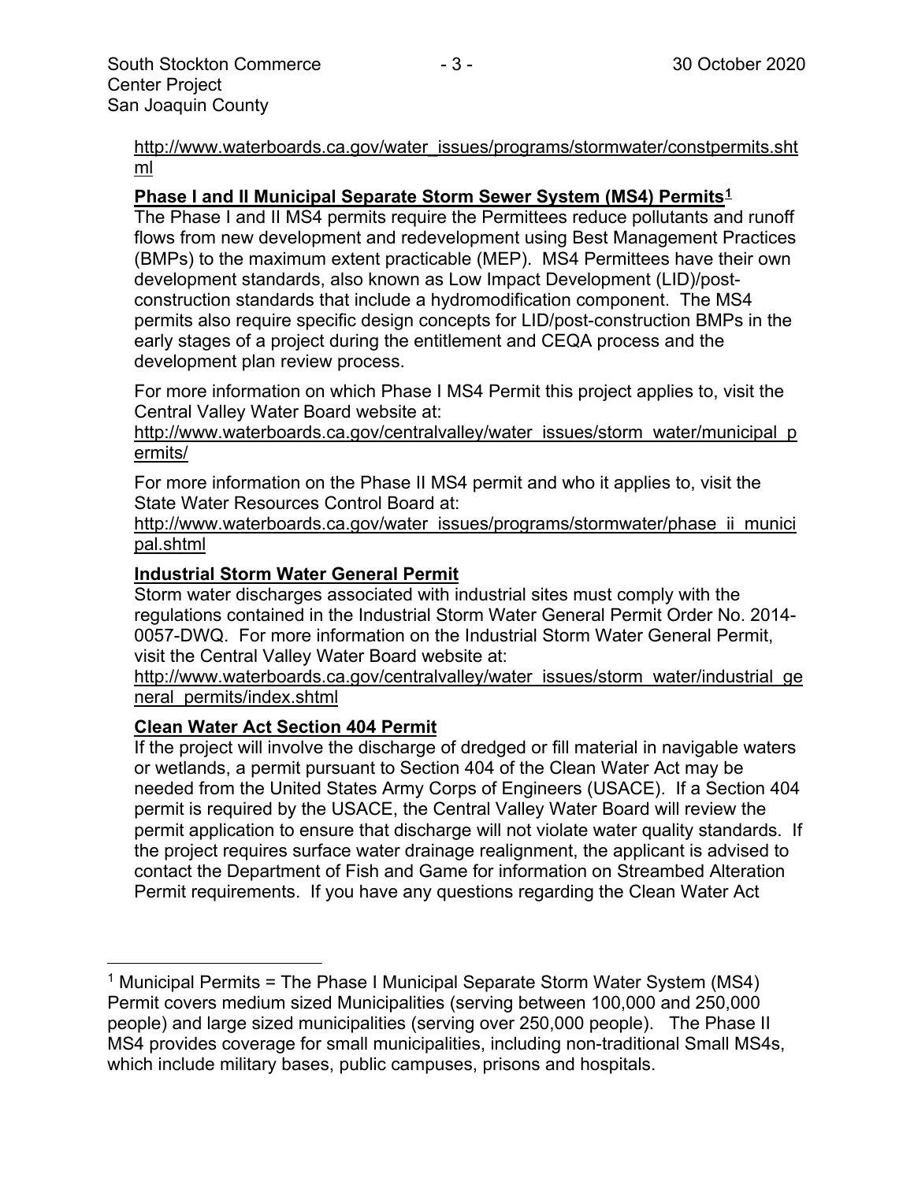http://www.waterboards.ca.gov/water_issues/programs/stormwater/constpermits.shtml

**Phase I and II Municipal Separate Storm Sewer System (MS4) Permits[1]**

The Phase I and II MS4 permits require the Permittees reduce pollutants and runoff flows from new development and redevelopment using Best Management Practices (BMPs) to the maximum extent practicable (MEP). MS4 Permittees have their own development standards, also known as Low Impact Development (LID)/post-construction standards that include a hydromodification component. The MS4 permits also require specific design concepts for LID/post-construction BMPs in the early stages of a project during the entitlement and CEQA process and the development plan review process.

For more information on which Phase I MS4 Permit this project applies to, visit the Central Valley Water Board website at:

http://www.waterboards.ca.gov/centralvalley/water_issues/storm_water/municipal_permits/

For more information on the Phase II MS4 permit and who it applies to, visit the State Water Resources Control Board at:

http://www.waterboards.ca.gov/water_issues/programs/stormwater/phase_ii_municipal.shtml

**Industrial Storm Water General Permit**

Storm water discharges associated with industrial sites must comply with the regulations contained in the Industrial Storm Water General Permit Order No. 2014-0057-DWQ. For more information on the Industrial Storm Water General Permit, visit the Central Valley Water Board website at:

http://www.waterboards.ca.gov/centralvalley/water_issues/storm_water/industrial_general_permits/index.shtml

**Clean Water Act Section 404 Permit**

If the project will involve the discharge of dredged or fill material in navigable waters or wetlands, a permit pursuant to Section 404 of the Clean Water Act may be needed from the United States Army Corps of Engineers (USACE). If a Section 404 permit is required by the USACE, the Central Valley Water Board will review the permit application to ensure that discharge will not violate water quality standards. If the project requires surface water drainage realignment, the applicant is advised to contact the Department of Fish and Game for information on Streambed Alteration Permit requirements. If you have any questions regarding the Clean Water Act

---

[1] Municipal Permits = The Phase I Municipal Separate Storm Water System (MS4) Permit covers medium sized Municipalities (serving between 100,000 and 250,000 people) and large sized municipalities (serving over 250,000 people). The Phase II MS4 provides coverage for small municipalities, including non-traditional Small MS4s, which include military bases, public campuses, prisons and hospitals.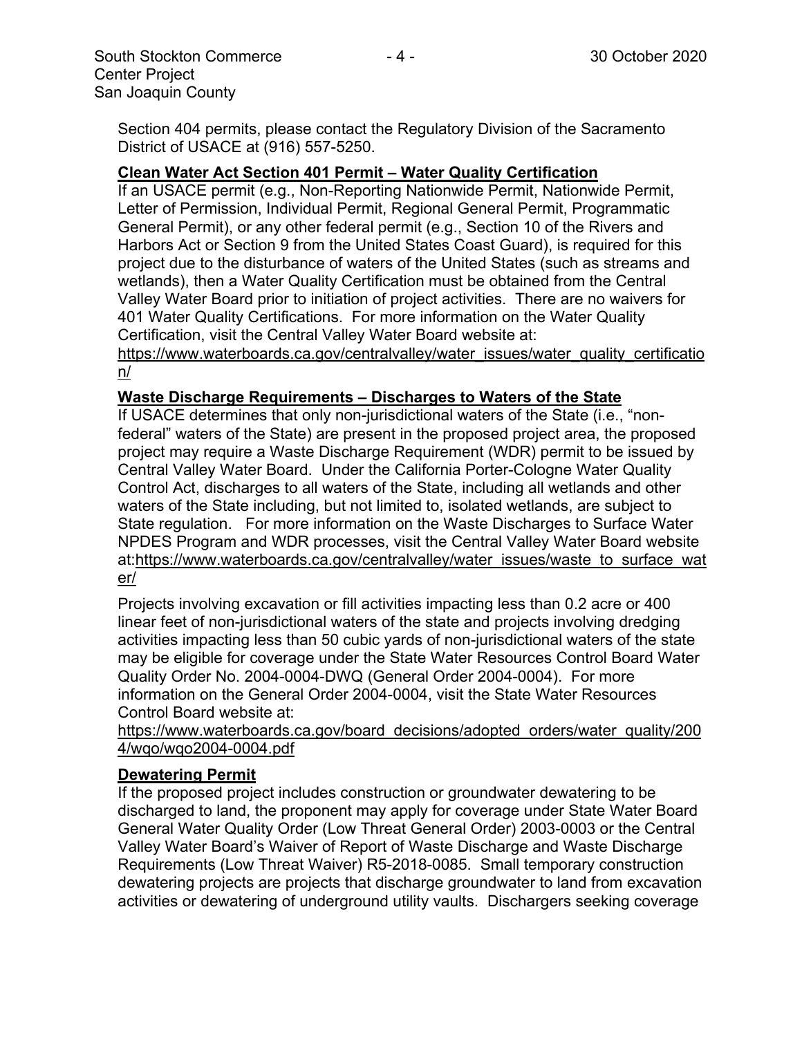Section 404 permits, please contact the Regulatory Division of the Sacramento District of USACE at (916) 557-5250.

**Clean Water Act Section 401 Permit – Water Quality Certification**

If an USACE permit (e.g., Non-Reporting Nationwide Permit, Nationwide Permit, Letter of Permission, Individual Permit, Regional General Permit, Programmatic General Permit), or any other federal permit (e.g., Section 10 of the Rivers and Harbors Act or Section 9 from the United States Coast Guard), is required for this project due to the disturbance of waters of the United States (such as streams and wetlands), then a Water Quality Certification must be obtained from the Central Valley Water Board prior to initiation of project activities. There are no waivers for 401 Water Quality Certifications. For more information on the Water Quality Certification, visit the Central Valley Water Board website at: https://www.waterboards.ca.gov/centralvalley/water_issues/water_quality_certification/

**Waste Discharge Requirements – Discharges to Waters of the State**

If USACE determines that only non-jurisdictional waters of the State (i.e., "non-federal" waters of the State) are present in the proposed project area, the proposed project may require a Waste Discharge Requirement (WDR) permit to be issued by Central Valley Water Board. Under the California Porter-Cologne Water Quality Control Act, discharges to all waters of the State, including all wetlands and other waters of the State including, but not limited to, isolated wetlands, are subject to State regulation. For more information on the Waste Discharges to Surface Water NPDES Program and WDR processes, visit the Central Valley Water Board website at:https://www.waterboards.ca.gov/centralvalley/water_issues/waste_to_surface_water/

Projects involving excavation or fill activities impacting less than 0.2 acre or 400 linear feet of non-jurisdictional waters of the state and projects involving dredging activities impacting less than 50 cubic yards of non-jurisdictional waters of the state may be eligible for coverage under the State Water Resources Control Board Water Quality Order No. 2004-0004-DWQ (General Order 2004-0004). For more information on the General Order 2004-0004, visit the State Water Resources Control Board website at: https://www.waterboards.ca.gov/board_decisions/adopted_orders/water_quality/2004/wqo/wqo2004-0004.pdf

**Dewatering Permit**

If the proposed project includes construction or groundwater dewatering to be discharged to land, the proponent may apply for coverage under State Water Board General Water Quality Order (Low Threat General Order) 2003-0003 or the Central Valley Water Board's Waiver of Report of Waste Discharge and Waste Discharge Requirements (Low Threat Waiver) R5-2018-0085. Small temporary construction dewatering projects are projects that discharge groundwater to land from excavation activities or dewatering of underground utility vaults. Dischargers seeking coverage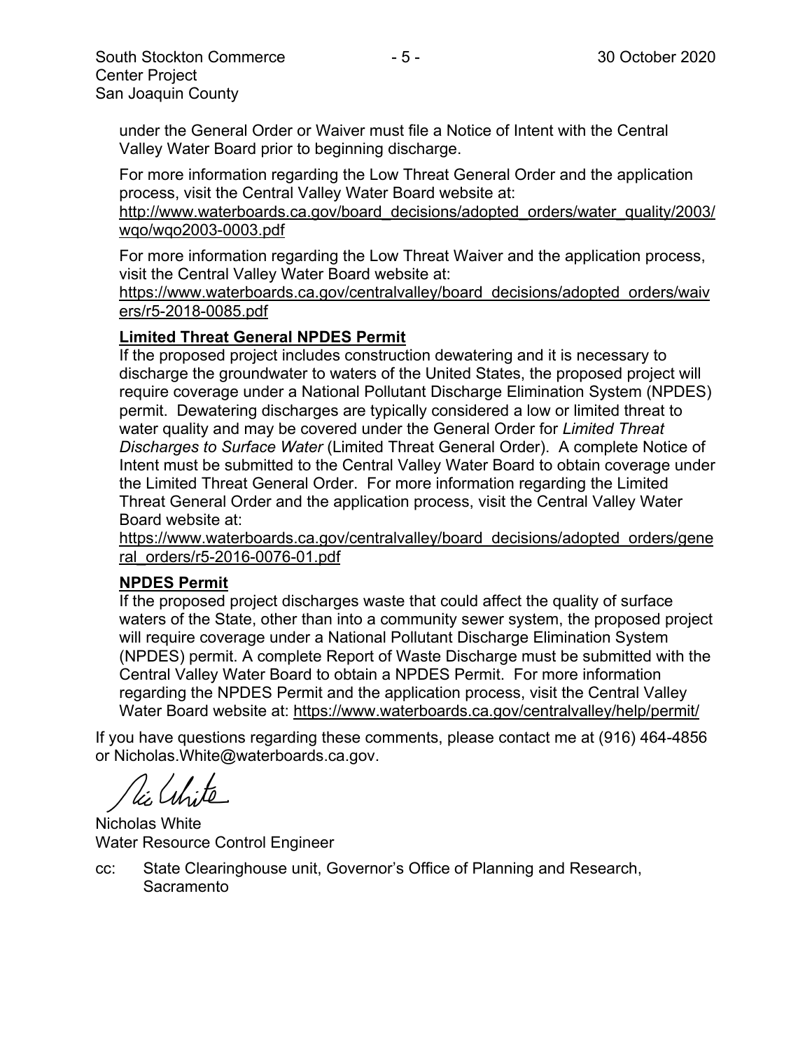under the General Order or Waiver must file a Notice of Intent with the Central Valley Water Board prior to beginning discharge.

For more information regarding the Low Threat General Order and the application process, visit the Central Valley Water Board website at: http://www.waterboards.ca.gov/board_decisions/adopted_orders/water_quality/2003/wqo/wqo2003-0003.pdf

For more information regarding the Low Threat Waiver and the application process, visit the Central Valley Water Board website at: https://www.waterboards.ca.gov/centralvalley/board_decisions/adopted_orders/waivers/r5-2018-0085.pdf

**Limited Threat General NPDES Permit**

If the proposed project includes construction dewatering and it is necessary to discharge the groundwater to waters of the United States, the proposed project will require coverage under a National Pollutant Discharge Elimination System (NPDES) permit. Dewatering discharges are typically considered a low or limited threat to water quality and may be covered under the General Order for *Limited Threat Discharges to Surface Water* (Limited Threat General Order). A complete Notice of Intent must be submitted to the Central Valley Water Board to obtain coverage under the Limited Threat General Order. For more information regarding the Limited Threat General Order and the application process, visit the Central Valley Water Board website at: https://www.waterboards.ca.gov/centralvalley/board_decisions/adopted_orders/general_orders/r5-2016-0076-01.pdf

**NPDES Permit**

If the proposed project discharges waste that could affect the quality of surface waters of the State, other than into a community sewer system, the proposed project will require coverage under a National Pollutant Discharge Elimination System (NPDES) permit. A complete Report of Waste Discharge must be submitted with the Central Valley Water Board to obtain a NPDES Permit. For more information regarding the NPDES Permit and the application process, visit the Central Valley Water Board website at: https://www.waterboards.ca.gov/centralvalley/help/permit/

If you have questions regarding these comments, please contact me at (916) 464-4856 or Nicholas.White@waterboards.ca.gov.

Nicholas White
Water Resource Control Engineer

cc: State Clearinghouse unit, Governor's Office of Planning and Research, Sacramento